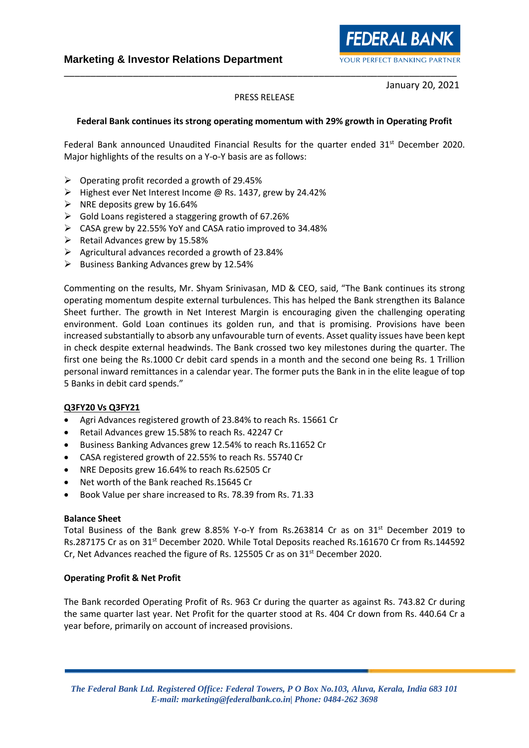**Marketing & Investor Relations Department**

FEDERAL BANK
YOUR PERFECT BANKING PARTNER

January 20, 2021

PRESS RELEASE

**Federal Bank continues its strong operating momentum with 29% growth in Operating Profit**

Federal Bank announced Unaudited Financial Results for the quarter ended 31st December 2020. Major highlights of the results on a Y-o-Y basis are as follows:

- Operating profit recorded a growth of 29.45%
- Highest ever Net Interest Income @ Rs. 1437, grew by 24.42%
- NRE deposits grew by 16.64%
- Gold Loans registered a staggering growth of 67.26%
- CASA grew by 22.55% YoY and CASA ratio improved to 34.48%
- Retail Advances grew by 15.58%
- Agricultural advances recorded a growth of 23.84%
- Business Banking Advances grew by 12.54%

Commenting on the results, Mr. Shyam Srinivasan, MD & CEO, said, "The Bank continues its strong operating momentum despite external turbulences. This has helped the Bank strengthen its Balance Sheet further. The growth in Net Interest Margin is encouraging given the challenging operating environment. Gold Loan continues its golden run, and that is promising. Provisions have been increased substantially to absorb any unfavourable turn of events. Asset quality issues have been kept in check despite external headwinds. The Bank crossed two key milestones during the quarter. The first one being the Rs.1000 Cr debit card spends in a month and the second one being Rs. 1 Trillion personal inward remittances in a calendar year. The former puts the Bank in in the elite league of top 5 Banks in debit card spends."

**Q3FY20 Vs Q3FY21**

- Agri Advances registered growth of 23.84% to reach Rs. 15661 Cr
- Retail Advances grew 15.58% to reach Rs. 42247 Cr
- Business Banking Advances grew 12.54% to reach Rs.11652 Cr
- CASA registered growth of 22.55% to reach Rs. 55740 Cr
- NRE Deposits grew 16.64% to reach Rs.62505 Cr
- Net worth of the Bank reached Rs.15645 Cr
- Book Value per share increased to Rs. 78.39 from Rs. 71.33

**Balance Sheet**

Total Business of the Bank grew 8.85% Y-o-Y from Rs.263814 Cr as on 31st December 2019 to Rs.287175 Cr as on 31st December 2020. While Total Deposits reached Rs.161670 Cr from Rs.144592 Cr, Net Advances reached the figure of Rs. 125505 Cr as on 31st December 2020.

**Operating Profit & Net Profit**

The Bank recorded Operating Profit of Rs. 963 Cr during the quarter as against Rs. 743.82 Cr during the same quarter last year. Net Profit for the quarter stood at Rs. 404 Cr down from Rs. 440.64 Cr a year before, primarily on account of increased provisions.

*The Federal Bank Ltd. Registered Office: Federal Towers, P O Box No.103, Aluva, Kerala, India 683 101*
*E-mail: marketing@federalbank.co.in| Phone: 0484-262 3698*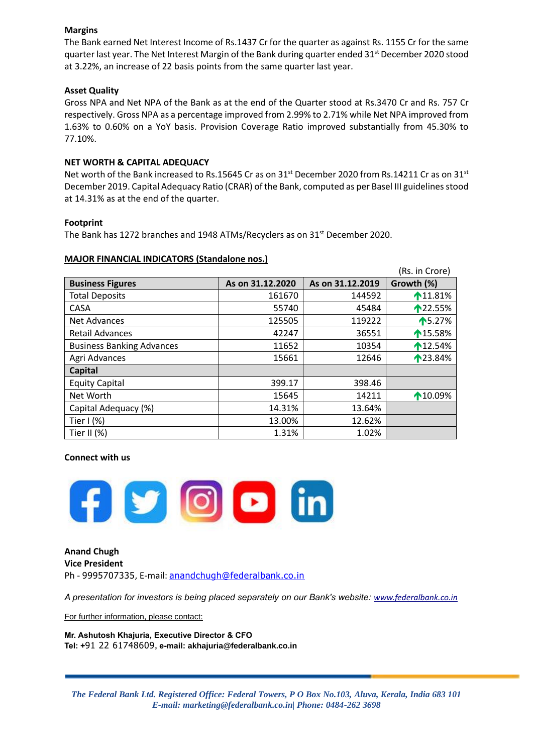### Margins

The Bank earned Net Interest Income of Rs.1437 Cr for the quarter as against Rs. 1155 Cr for the same quarter last year. The Net Interest Margin of the Bank during quarter ended 31st December 2020 stood at 3.22%, an increase of 22 basis points from the same quarter last year.

### Asset Quality

Gross NPA and Net NPA of the Bank as at the end of the Quarter stood at Rs.3470 Cr and Rs. 757 Cr respectively. Gross NPA as a percentage improved from 2.99% to 2.71% while Net NPA improved from 1.63% to 0.60% on a YoY basis. Provision Coverage Ratio improved substantially from 45.30% to 77.10%.

### NET WORTH & CAPITAL ADEQUACY

Net worth of the Bank increased to Rs.15645 Cr as on 31st December 2020 from Rs.14211 Cr as on 31st December 2019. Capital Adequacy Ratio (CRAR) of the Bank, computed as per Basel III guidelines stood at 14.31% as at the end of the quarter.

### Footprint

The Bank has 1272 branches and 1948 ATMs/Recyclers as on 31st December 2020.

### MAJOR FINANCIAL INDICATORS (Standalone nos.)

(Rs. in Crore)

| Business Figures | As on 31.12.2020 | As on 31.12.2019 | Growth (%) |
|---|---|---|---|
| Total Deposits | 161670 | 144592 | ↑11.81% |
| CASA | 55740 | 45484 | ↑22.55% |
| Net Advances | 125505 | 119222 | ↑5.27% |
| Retail Advances | 42247 | 36551 | ↑15.58% |
| Business Banking Advances | 11652 | 10354 | ↑12.54% |
| Agri Advances | 15661 | 12646 | ↑23.84% |
| **Capital** | | | |
| Equity Capital | 399.17 | 398.46 | |
| Net Worth | 15645 | 14211 | ↑10.09% |
| Capital Adequacy (%) | 14.31% | 13.64% | |
| Tier I (%) | 13.00% | 12.62% | |
| Tier II (%) | 1.31% | 1.02% | |

**Connect with us**

**Anand Chugh**
**Vice President**
Ph - 9995707335, E-mail: anandchugh@federalbank.co.in

*A presentation for investors is being placed separately on our Bank's website: www.federalbank.co.in*

For further information, please contact:

**Mr. Ashutosh Khajuria, Executive Director & CFO**
**Tel: +91 22 61748609, e-mail: akhajuria@federalbank.co.in**

***The Federal Bank Ltd. Registered Office: Federal Towers, P O Box No.103, Aluva, Kerala, India 683 101***
***E-mail: marketing@federalbank.co.in| Phone: 0484-262 3698***